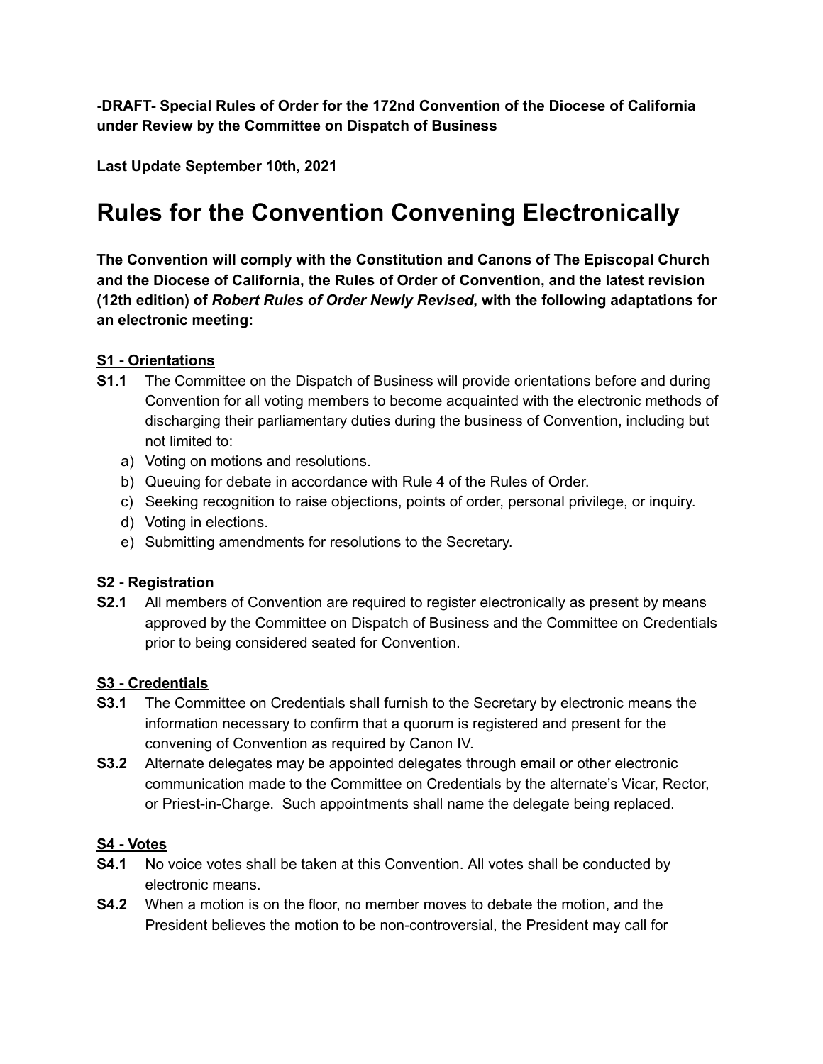**-DRAFT- Special Rules of Order for the 172nd Convention of the Diocese of California under Review by the Committee on Dispatch of Business**

**Last Update September 10th, 2021**

# Rules for the Convention Convening Electronically

**The Convention will comply with the Constitution and Canons of The Episcopal Church and the Diocese of California, the Rules of Order of Convention, and the latest revision (12th edition) of *Robert Rules of Order Newly Revised*, with the following adaptations for an electronic meeting:**

### S1 - Orientations

**S1.1** The Committee on the Dispatch of Business will provide orientations before and during Convention for all voting members to become acquainted with the electronic methods of discharging their parliamentary duties during the business of Convention, including but not limited to:

a) Voting on motions and resolutions.
b) Queuing for debate in accordance with Rule 4 of the Rules of Order.
c) Seeking recognition to raise objections, points of order, personal privilege, or inquiry.
d) Voting in elections.
e) Submitting amendments for resolutions to the Secretary.

### S2 - Registration

**S2.1** All members of Convention are required to register electronically as present by means approved by the Committee on Dispatch of Business and the Committee on Credentials prior to being considered seated for Convention.

### S3 - Credentials

**S3.1** The Committee on Credentials shall furnish to the Secretary by electronic means the information necessary to confirm that a quorum is registered and present for the convening of Convention as required by Canon IV.

**S3.2** Alternate delegates may be appointed delegates through email or other electronic communication made to the Committee on Credentials by the alternate's Vicar, Rector, or Priest-in-Charge. Such appointments shall name the delegate being replaced.

### S4 - Votes

**S4.1** No voice votes shall be taken at this Convention. All votes shall be conducted by electronic means.

**S4.2** When a motion is on the floor, no member moves to debate the motion, and the President believes the motion to be non-controversial, the President may call for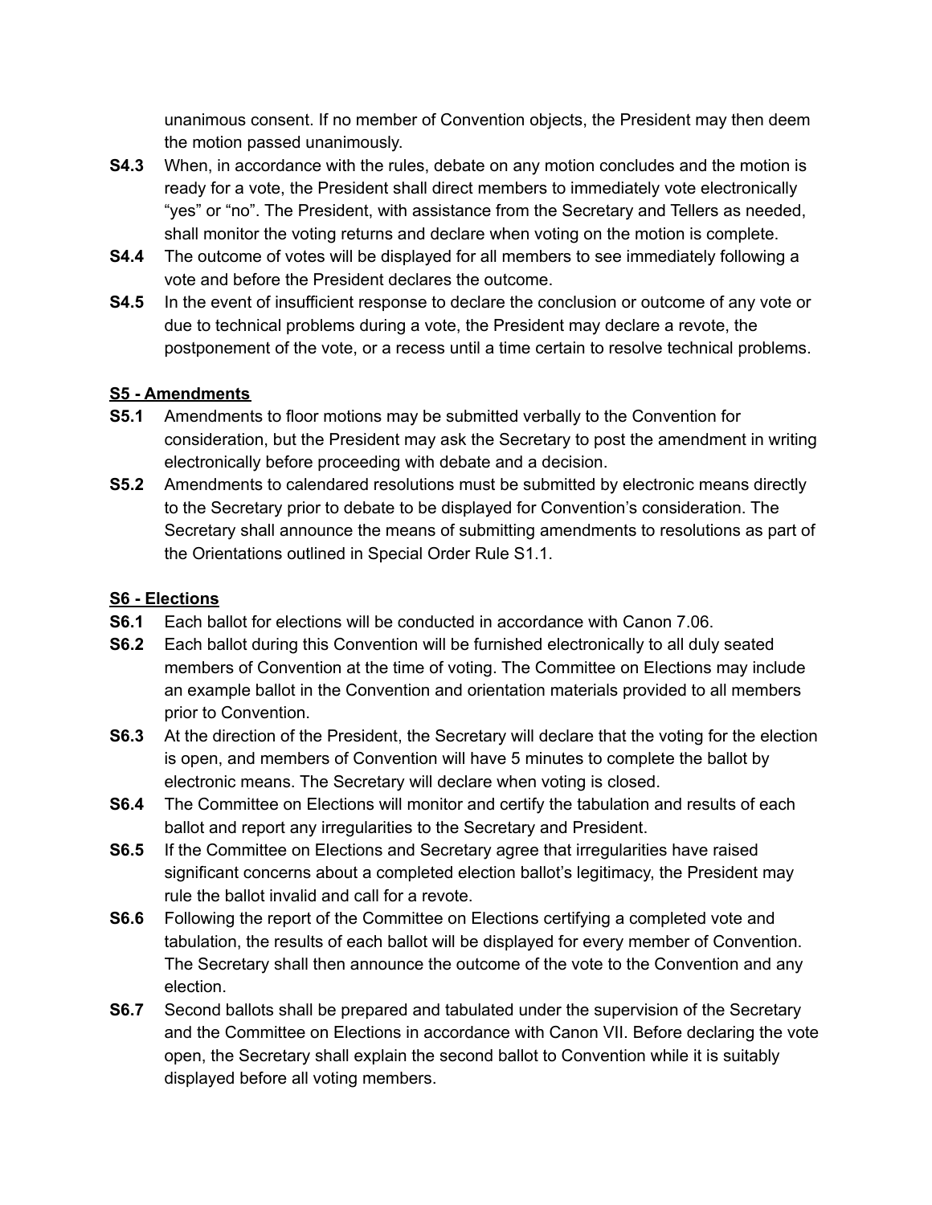unanimous consent. If no member of Convention objects, the President may then deem the motion passed unanimously.

**S4.3** When, in accordance with the rules, debate on any motion concludes and the motion is ready for a vote, the President shall direct members to immediately vote electronically "yes" or "no". The President, with assistance from the Secretary and Tellers as needed, shall monitor the voting returns and declare when voting on the motion is complete.

**S4.4** The outcome of votes will be displayed for all members to see immediately following a vote and before the President declares the outcome.

**S4.5** In the event of insufficient response to declare the conclusion or outcome of any vote or due to technical problems during a vote, the President may declare a revote, the postponement of the vote, or a recess until a time certain to resolve technical problems.

**<u>S5 - Amendments</u>**

**S5.1** Amendments to floor motions may be submitted verbally to the Convention for consideration, but the President may ask the Secretary to post the amendment in writing electronically before proceeding with debate and a decision.

**S5.2** Amendments to calendared resolutions must be submitted by electronic means directly to the Secretary prior to debate to be displayed for Convention's consideration. The Secretary shall announce the means of submitting amendments to resolutions as part of the Orientations outlined in Special Order Rule S1.1.

**<u>S6 - Elections</u>**

**S6.1** Each ballot for elections will be conducted in accordance with Canon 7.06.

**S6.2** Each ballot during this Convention will be furnished electronically to all duly seated members of Convention at the time of voting. The Committee on Elections may include an example ballot in the Convention and orientation materials provided to all members prior to Convention.

**S6.3** At the direction of the President, the Secretary will declare that the voting for the election is open, and members of Convention will have 5 minutes to complete the ballot by electronic means. The Secretary will declare when voting is closed.

**S6.4** The Committee on Elections will monitor and certify the tabulation and results of each ballot and report any irregularities to the Secretary and President.

**S6.5** If the Committee on Elections and Secretary agree that irregularities have raised significant concerns about a completed election ballot's legitimacy, the President may rule the ballot invalid and call for a revote.

**S6.6** Following the report of the Committee on Elections certifying a completed vote and tabulation, the results of each ballot will be displayed for every member of Convention. The Secretary shall then announce the outcome of the vote to the Convention and any election.

**S6.7** Second ballots shall be prepared and tabulated under the supervision of the Secretary and the Committee on Elections in accordance with Canon VII. Before declaring the vote open, the Secretary shall explain the second ballot to Convention while it is suitably displayed before all voting members.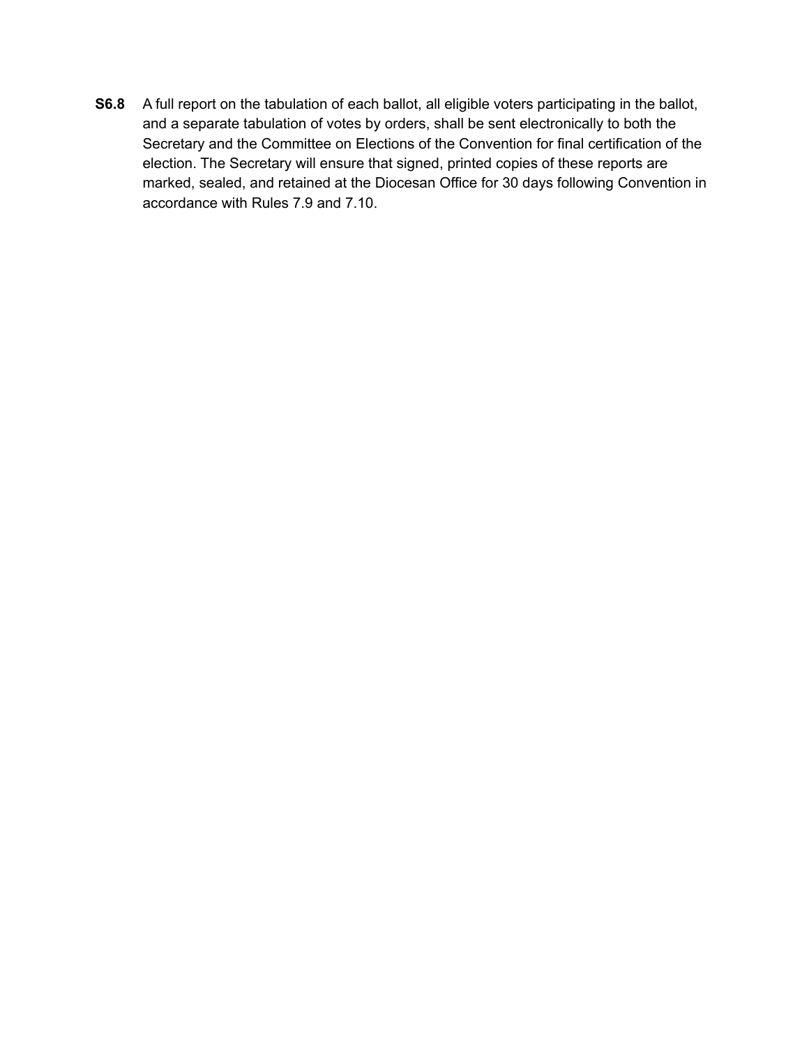**S6.8** A full report on the tabulation of each ballot, all eligible voters participating in the ballot, and a separate tabulation of votes by orders, shall be sent electronically to both the Secretary and the Committee on Elections of the Convention for final certification of the election. The Secretary will ensure that signed, printed copies of these reports are marked, sealed, and retained at the Diocesan Office for 30 days following Convention in accordance with Rules 7.9 and 7.10.